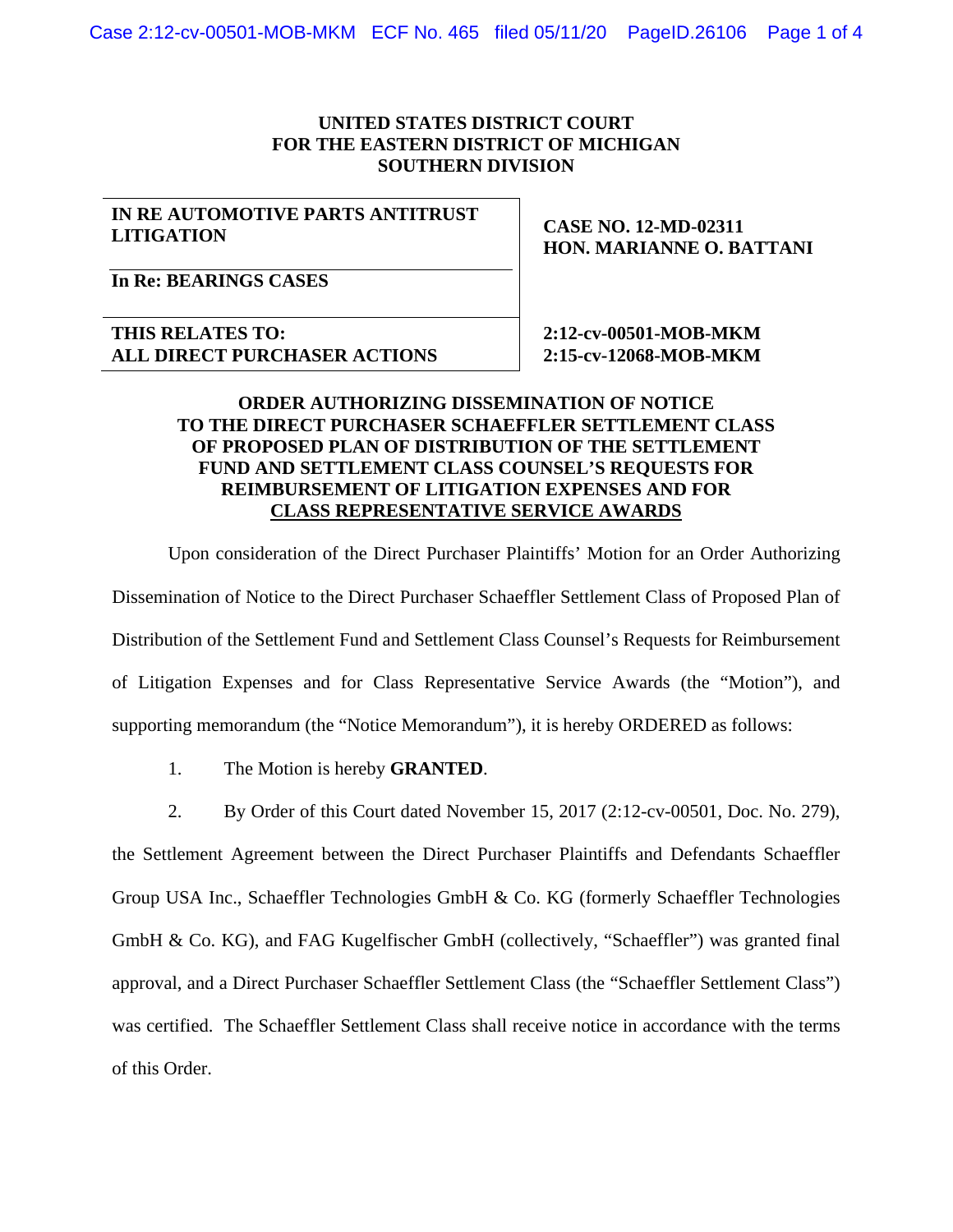**UNITED STATES DISTRICT COURT**
**FOR THE EASTERN DISTRICT OF MICHIGAN**
**SOUTHERN DIVISION**

| | |
|---|---|
| **IN RE AUTOMOTIVE PARTS ANTITRUST LITIGATION** | **CASE NO. 12-MD-02311** **HON. MARIANNE O. BATTANI** |
| **In Re: BEARINGS CASES** | |
| **THIS RELATES TO:** **ALL DIRECT PURCHASER ACTIONS** | **2:12-cv-00501-MOB-MKM** **2:15-cv-12068-MOB-MKM** |

**ORDER AUTHORIZING DISSEMINATION OF NOTICE TO THE DIRECT PURCHASER SCHAEFFLER SETTLEMENT CLASS OF PROPOSED PLAN OF DISTRIBUTION OF THE SETTLEMENT FUND AND SETTLEMENT CLASS COUNSEL'S REQUESTS FOR REIMBURSEMENT OF LITIGATION EXPENSES AND FOR CLASS REPRESENTATIVE SERVICE AWARDS**

Upon consideration of the Direct Purchaser Plaintiffs' Motion for an Order Authorizing Dissemination of Notice to the Direct Purchaser Schaeffler Settlement Class of Proposed Plan of Distribution of the Settlement Fund and Settlement Class Counsel's Requests for Reimbursement of Litigation Expenses and for Class Representative Service Awards (the "Motion"), and supporting memorandum (the "Notice Memorandum"), it is hereby ORDERED as follows:

1. The Motion is hereby **GRANTED**.

2. By Order of this Court dated November 15, 2017 (2:12-cv-00501, Doc. No. 279), the Settlement Agreement between the Direct Purchaser Plaintiffs and Defendants Schaeffler Group USA Inc., Schaeffler Technologies GmbH & Co. KG (formerly Schaeffler Technologies GmbH & Co. KG), and FAG Kugelfischer GmbH (collectively, "Schaeffler") was granted final approval, and a Direct Purchaser Schaeffler Settlement Class (the "Schaeffler Settlement Class") was certified. The Schaeffler Settlement Class shall receive notice in accordance with the terms of this Order.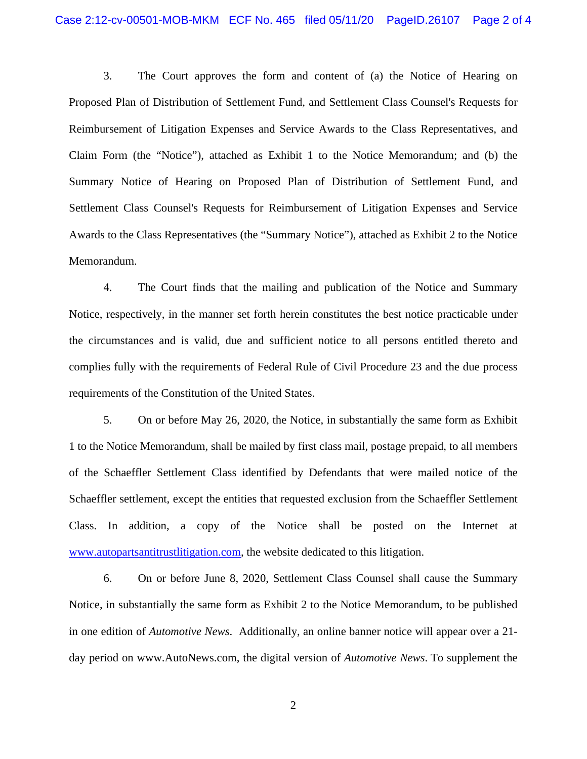3. The Court approves the form and content of (a) the Notice of Hearing on Proposed Plan of Distribution of Settlement Fund, and Settlement Class Counsel's Requests for Reimbursement of Litigation Expenses and Service Awards to the Class Representatives, and Claim Form (the "Notice"), attached as Exhibit 1 to the Notice Memorandum; and (b) the Summary Notice of Hearing on Proposed Plan of Distribution of Settlement Fund, and Settlement Class Counsel's Requests for Reimbursement of Litigation Expenses and Service Awards to the Class Representatives (the "Summary Notice"), attached as Exhibit 2 to the Notice Memorandum.

4. The Court finds that the mailing and publication of the Notice and Summary Notice, respectively, in the manner set forth herein constitutes the best notice practicable under the circumstances and is valid, due and sufficient notice to all persons entitled thereto and complies fully with the requirements of Federal Rule of Civil Procedure 23 and the due process requirements of the Constitution of the United States.

5. On or before May 26, 2020, the Notice, in substantially the same form as Exhibit 1 to the Notice Memorandum, shall be mailed by first class mail, postage prepaid, to all members of the Schaeffler Settlement Class identified by Defendants that were mailed notice of the Schaeffler settlement, except the entities that requested exclusion from the Schaeffler Settlement Class. In addition, a copy of the Notice shall be posted on the Internet at www.autopartsantitrustlitigation.com, the website dedicated to this litigation.

6. On or before June 8, 2020, Settlement Class Counsel shall cause the Summary Notice, in substantially the same form as Exhibit 2 to the Notice Memorandum, to be published in one edition of *Automotive News*. Additionally, an online banner notice will appear over a 21-day period on www.AutoNews.com, the digital version of *Automotive News*. To supplement the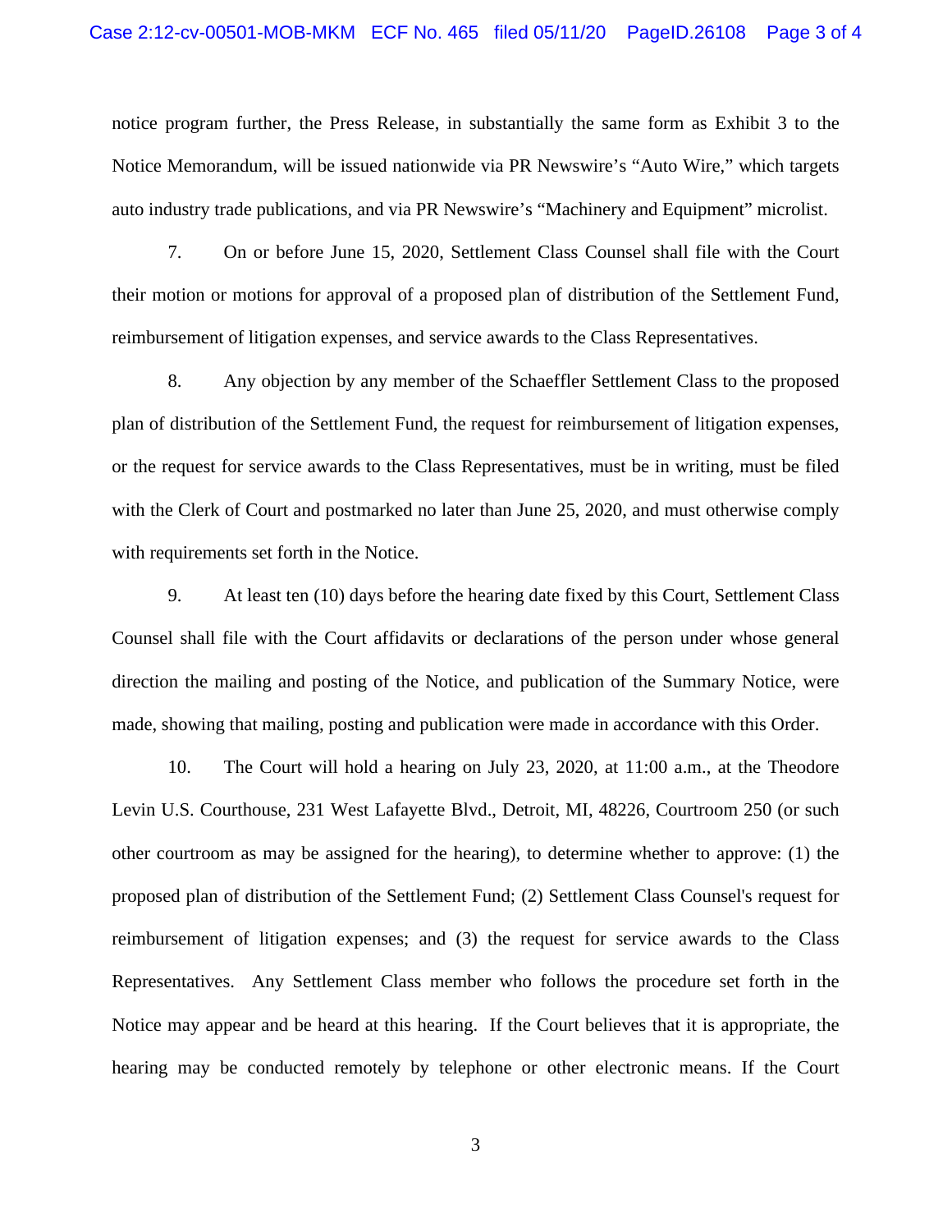notice program further, the Press Release, in substantially the same form as Exhibit 3 to the Notice Memorandum, will be issued nationwide via PR Newswire's "Auto Wire," which targets auto industry trade publications, and via PR Newswire's "Machinery and Equipment" microlist.

7. On or before June 15, 2020, Settlement Class Counsel shall file with the Court their motion or motions for approval of a proposed plan of distribution of the Settlement Fund, reimbursement of litigation expenses, and service awards to the Class Representatives.

8. Any objection by any member of the Schaeffler Settlement Class to the proposed plan of distribution of the Settlement Fund, the request for reimbursement of litigation expenses, or the request for service awards to the Class Representatives, must be in writing, must be filed with the Clerk of Court and postmarked no later than June 25, 2020, and must otherwise comply with requirements set forth in the Notice.

9. At least ten (10) days before the hearing date fixed by this Court, Settlement Class Counsel shall file with the Court affidavits or declarations of the person under whose general direction the mailing and posting of the Notice, and publication of the Summary Notice, were made, showing that mailing, posting and publication were made in accordance with this Order.

10. The Court will hold a hearing on July 23, 2020, at 11:00 a.m., at the Theodore Levin U.S. Courthouse, 231 West Lafayette Blvd., Detroit, MI, 48226, Courtroom 250 (or such other courtroom as may be assigned for the hearing), to determine whether to approve: (1) the proposed plan of distribution of the Settlement Fund; (2) Settlement Class Counsel's request for reimbursement of litigation expenses; and (3) the request for service awards to the Class Representatives. Any Settlement Class member who follows the procedure set forth in the Notice may appear and be heard at this hearing. If the Court believes that it is appropriate, the hearing may be conducted remotely by telephone or other electronic means. If the Court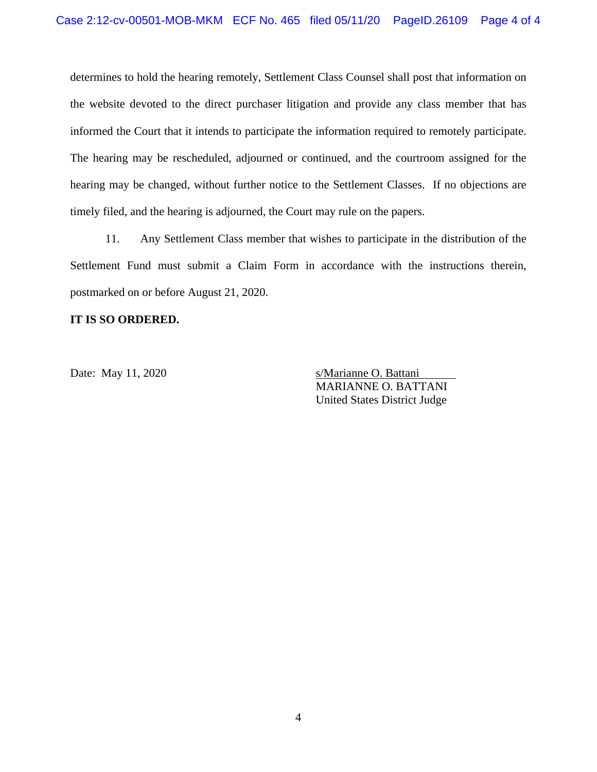determines to hold the hearing remotely, Settlement Class Counsel shall post that information on the website devoted to the direct purchaser litigation and provide any class member that has informed the Court that it intends to participate the information required to remotely participate. The hearing may be rescheduled, adjourned or continued, and the courtroom assigned for the hearing may be changed, without further notice to the Settlement Classes. If no objections are timely filed, and the hearing is adjourned, the Court may rule on the papers.

11. Any Settlement Class member that wishes to participate in the distribution of the Settlement Fund must submit a Claim Form in accordance with the instructions therein, postmarked on or before August 21, 2020.

**IT IS SO ORDERED.**

Date: May 11, 2020

s/Marianne O. Battani
MARIANNE O. BATTANI
United States District Judge